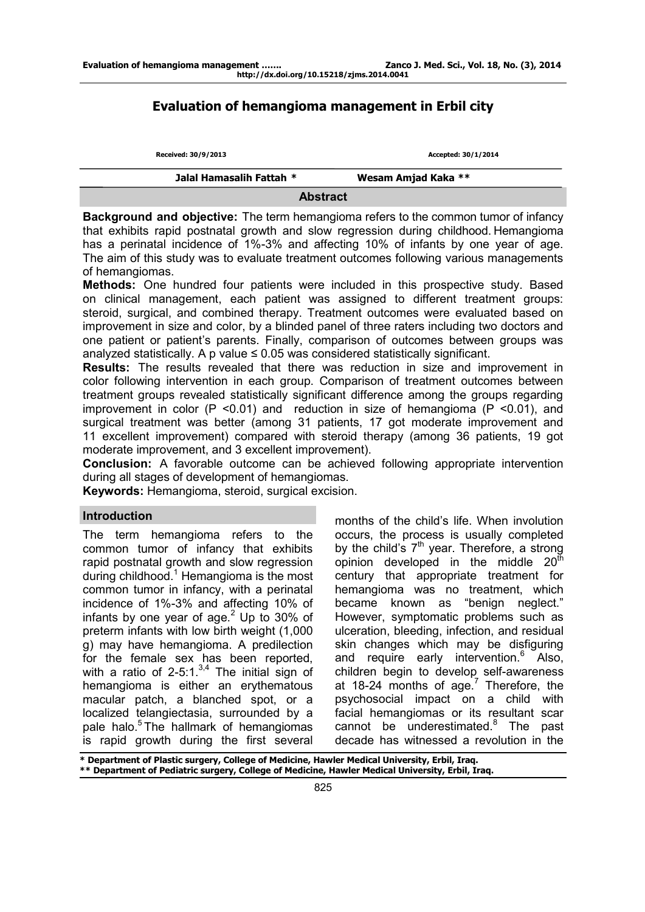# Evaluation of hemangioma management in Erbil city

Received: 30/9/2013 Accepted: 30/1/2014

Jalal Hamasalih Fattah * Wesam Amjad Kaka **

## Abstract

**Background and objective:** The term hemangioma refers to the common tumor of infancy that exhibits rapid postnatal growth and slow regression during childhood. Hemangioma has a perinatal incidence of 1%-3% and affecting 10% of infants by one year of age. The aim of this study was to evaluate treatment outcomes following various managements of hemangiomas.

**Methods:** One hundred four patients were included in this prospective study. Based on clinical management, each patient was assigned to different treatment groups: steroid, surgical, and combined therapy. Treatment outcomes were evaluated based on improvement in size and color, by a blinded panel of three raters including two doctors and one patient or patient's parents. Finally, comparison of outcomes between groups was analyzed statistically. A p value ≤ 0.05 was considered statistically significant.

**Results:** The results revealed that there was reduction in size and improvement in color following intervention in each group. Comparison of treatment outcomes between treatment groups revealed statistically significant difference among the groups regarding improvement in color (P <0.01) and reduction in size of hemangioma (P <0.01), and surgical treatment was better (among 31 patients, 17 got moderate improvement and 11 excellent improvement) compared with steroid therapy (among 36 patients, 19 got moderate improvement, and 3 excellent improvement).

**Conclusion:** A favorable outcome can be achieved following appropriate intervention during all stages of development of hemangiomas.

**Keywords:** Hemangioma, steroid, surgical excision.

## Introduction

The term hemangioma refers to the common tumor of infancy that exhibits rapid postnatal growth and slow regression during childhood.[1] Hemangioma is the most common tumor in infancy, with a perinatal incidence of 1%-3% and affecting 10% of infants by one year of age.[2] Up to 30% of preterm infants with low birth weight (1,000 g) may have hemangioma. A predilection for the female sex has been reported, with a ratio of 2-5:1.[3,4] The initial sign of hemangioma is either an erythematous macular patch, a blanched spot, or a localized telangiectasia, surrounded by a pale halo.[5] The hallmark of hemangiomas is rapid growth during the first several months of the child's life. When involution occurs, the process is usually completed by the child's 7th year. Therefore, a strong opinion developed in the middle 20th century that appropriate treatment for hemangioma was no treatment, which became known as "benign neglect." However, symptomatic problems such as ulceration, bleeding, infection, and residual skin changes which may be disfiguring and require early intervention.[6] Also, children begin to develop self-awareness at 18-24 months of age.[7] Therefore, the psychosocial impact on a child with facial hemangiomas or its resultant scar cannot be underestimated.[8] The past decade has witnessed a revolution in the

\* Department of Plastic surgery, College of Medicine, Hawler Medical University, Erbil, Iraq.
\*\* Department of Pediatric surgery, College of Medicine, Hawler Medical University, Erbil, Iraq.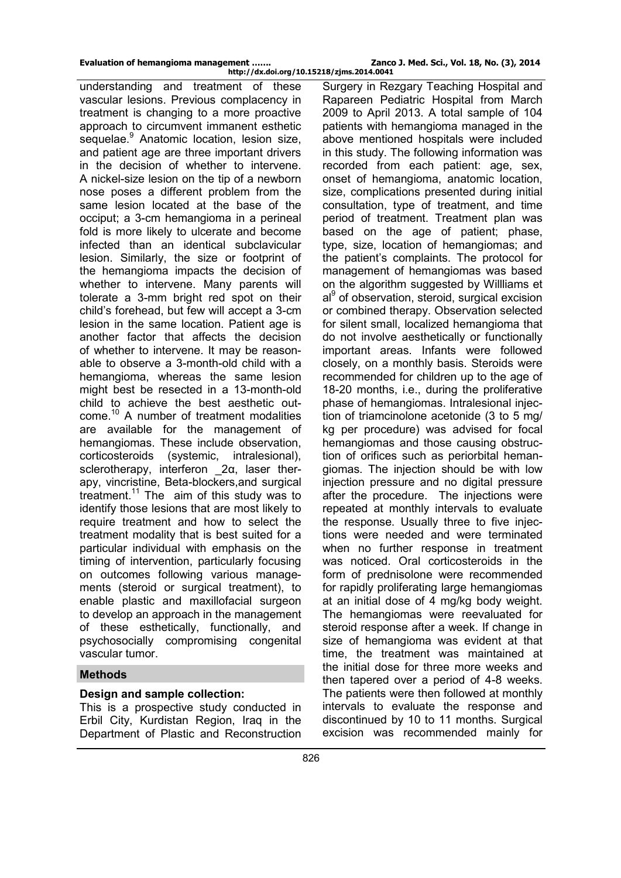understanding and treatment of these vascular lesions. Previous complacency in treatment is changing to a more proactive approach to circumvent immanent esthetic sequelae.[9] Anatomic location, lesion size, and patient age are three important drivers in the decision of whether to intervene. A nickel-size lesion on the tip of a newborn nose poses a different problem from the same lesion located at the base of the occiput; a 3-cm hemangioma in a perineal fold is more likely to ulcerate and become infected than an identical subclavicular lesion. Similarly, the size or footprint of the hemangioma impacts the decision of whether to intervene. Many parents will tolerate a 3-mm bright red spot on their child's forehead, but few will accept a 3-cm lesion in the same location. Patient age is another factor that affects the decision of whether to intervene. It may be reasonable to observe a 3-month-old child with a hemangioma, whereas the same lesion might best be resected in a 13-month-old child to achieve the best aesthetic outcome.[10] A number of treatment modalities are available for the management of hemangiomas. These include observation, corticosteroids (systemic, intralesional), sclerotherapy, interferon _2α, laser therapy, vincristine, Beta-blockers,and surgical treatment.[11] The aim of this study was to identify those lesions that are most likely to require treatment and how to select the treatment modality that is best suited for a particular individual with emphasis on the timing of intervention, particularly focusing on outcomes following various managements (steroid or surgical treatment), to enable plastic and maxillofacial surgeon to develop an approach in the management of these esthetically, functionally, and psychosocially compromising congenital vascular tumor.

## Methods

### Design and sample collection:

This is a prospective study conducted in Erbil City, Kurdistan Region, Iraq in the Department of Plastic and Reconstruction Surgery in Rezgary Teaching Hospital and Rapareen Pediatric Hospital from March 2009 to April 2013. A total sample of 104 patients with hemangioma managed in the above mentioned hospitals were included in this study. The following information was recorded from each patient: age, sex, onset of hemangioma, anatomic location, size, complications presented during initial consultation, type of treatment, and time period of treatment. Treatment plan was based on the age of patient; phase, type, size, location of hemangiomas; and the patient's complaints. The protocol for management of hemangiomas was based on the algorithm suggested by Willliams et al[9] of observation, steroid, surgical excision or combined therapy. Observation selected for silent small, localized hemangioma that do not involve aesthetically or functionally important areas. Infants were followed closely, on a monthly basis. Steroids were recommended for children up to the age of 18-20 months, i.e., during the proliferative phase of hemangiomas. Intralesional injection of triamcinolone acetonide (3 to 5 mg/ kg per procedure) was advised for focal hemangiomas and those causing obstruction of orifices such as periorbital hemangiomas. The injection should be with low injection pressure and no digital pressure after the procedure. The injections were repeated at monthly intervals to evaluate the response. Usually three to five injections were needed and were terminated when no further response in treatment was noticed. Oral corticosteroids in the form of prednisolone were recommended for rapidly proliferating large hemangiomas at an initial dose of 4 mg/kg body weight. The hemangiomas were reevaluated for steroid response after a week. If change in size of hemangioma was evident at that time, the treatment was maintained at the initial dose for three more weeks and then tapered over a period of 4-8 weeks. The patients were then followed at monthly intervals to evaluate the response and discontinued by 10 to 11 months. Surgical excision was recommended mainly for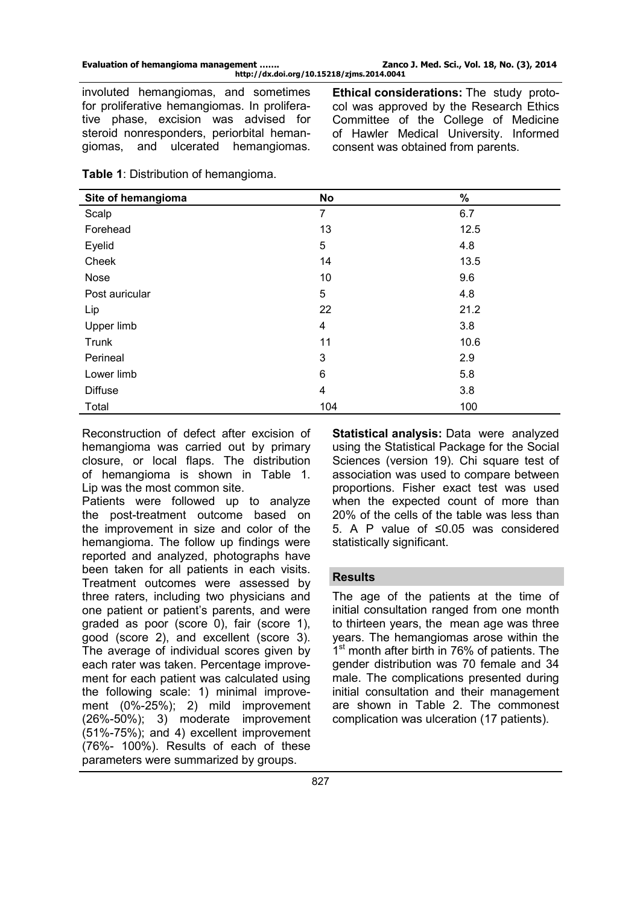involuted hemangiomas, and sometimes for proliferative hemangiomas. In proliferative phase, excision was advised for steroid nonresponders, periorbital hemangiomas, and ulcerated hemangiomas.

**Ethical considerations:** The study protocol was approved by the Research Ethics Committee of the College of Medicine of Hawler Medical University. Informed consent was obtained from parents.

**Table 1**: Distribution of hemangioma.

| Site of hemangioma | No | % |
|---|---|---|
| Scalp | 7 | 6.7 |
| Forehead | 13 | 12.5 |
| Eyelid | 5 | 4.8 |
| Cheek | 14 | 13.5 |
| Nose | 10 | 9.6 |
| Post auricular | 5 | 4.8 |
| Lip | 22 | 21.2 |
| Upper limb | 4 | 3.8 |
| Trunk | 11 | 10.6 |
| Perineal | 3 | 2.9 |
| Lower limb | 6 | 5.8 |
| Diffuse | 4 | 3.8 |
| Total | 104 | 100 |

Reconstruction of defect after excision of hemangioma was carried out by primary closure, or local flaps. The distribution of hemangioma is shown in Table 1. Lip was the most common site.

Patients were followed up to analyze the post-treatment outcome based on the improvement in size and color of the hemangioma. The follow up findings were reported and analyzed, photographs have been taken for all patients in each visits. Treatment outcomes were assessed by three raters, including two physicians and one patient or patient's parents, and were graded as poor (score 0), fair (score 1), good (score 2), and excellent (score 3). The average of individual scores given by each rater was taken. Percentage improvement for each patient was calculated using the following scale: 1) minimal improvement (0%-25%); 2) mild improvement (26%-50%); 3) moderate improvement (51%-75%); and 4) excellent improvement (76%- 100%). Results of each of these parameters were summarized by groups.

**Statistical analysis:** Data were analyzed using the Statistical Package for the Social Sciences (version 19). Chi square test of association was used to compare between proportions. Fisher exact test was used when the expected count of more than 20% of the cells of the table was less than 5. A P value of ≤0.05 was considered statistically significant.

## Results

The age of the patients at the time of initial consultation ranged from one month to thirteen years, the mean age was three years. The hemangiomas arose within the 1st month after birth in 76% of patients. The gender distribution was 70 female and 34 male. The complications presented during initial consultation and their management are shown in Table 2. The commonest complication was ulceration (17 patients).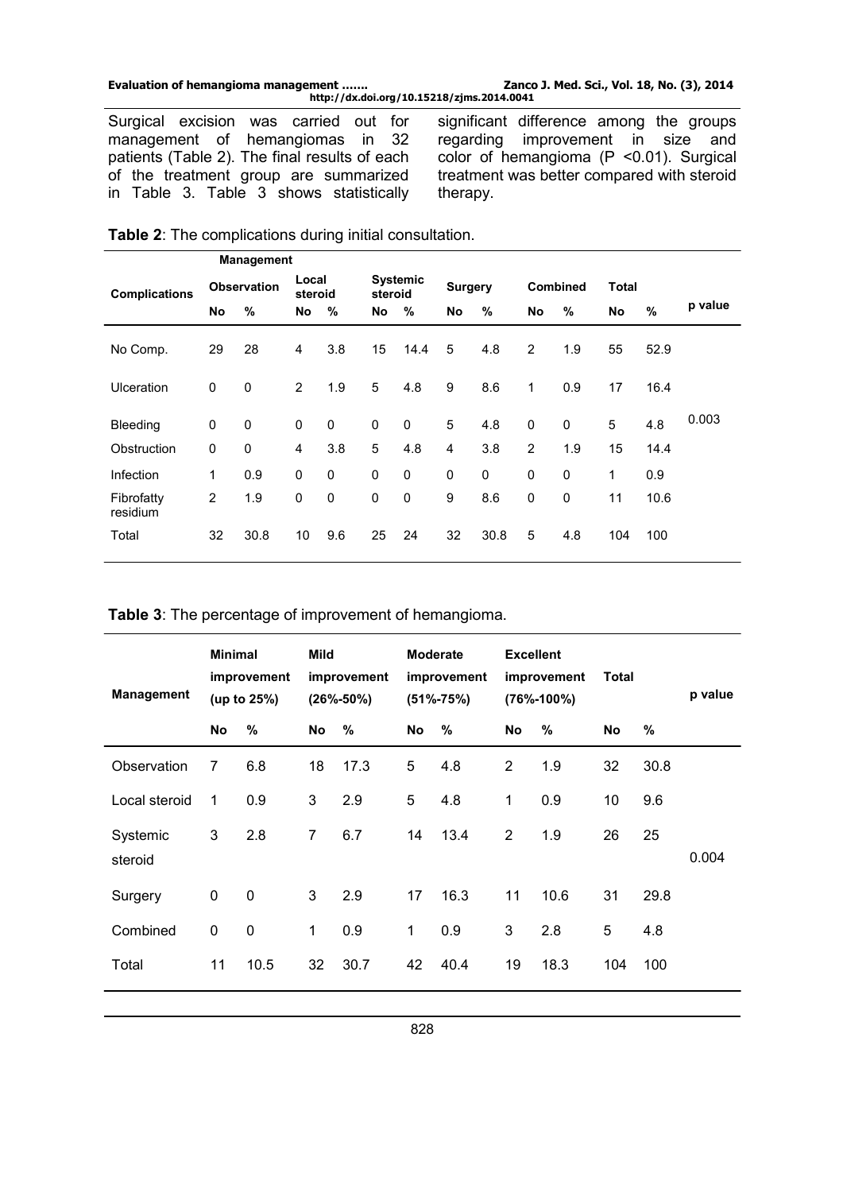Surgical excision was carried out for management of hemangiomas in 32 patients (Table 2). The final results of each of the treatment group are summarized in Table 3. Table 3 shows statistically significant difference among the groups regarding improvement in size and color of hemangioma (P <0.01). Surgical treatment was better compared with steroid therapy.

**Table 2**: The complications during initial consultation.

| Complications | Management | | | | | | | | | | | | p value |
|---|---|---|---|---|---|---|---|---|---|---|---|---|---|
| | Observation | | Local steroid | | Systemic steroid | | Surgery | | Combined | | Total | | |
| | No | % | No | % | No | % | No | % | No | % | No | % | |
| No Comp. | 29 | 28 | 4 | 3.8 | 15 | 14.4 | 5 | 4.8 | 2 | 1.9 | 55 | 52.9 | |
| Ulceration | 0 | 0 | 2 | 1.9 | 5 | 4.8 | 9 | 8.6 | 1 | 0.9 | 17 | 16.4 | |
| Bleeding | 0 | 0 | 0 | 0 | 0 | 0 | 5 | 4.8 | 0 | 0 | 5 | 4.8 | 0.003 |
| Obstruction | 0 | 0 | 4 | 3.8 | 5 | 4.8 | 4 | 3.8 | 2 | 1.9 | 15 | 14.4 | |
| Infection | 1 | 0.9 | 0 | 0 | 0 | 0 | 0 | 0 | 0 | 0 | 1 | 0.9 | |
| Fibrofatty residium | 2 | 1.9 | 0 | 0 | 0 | 0 | 9 | 8.6 | 0 | 0 | 11 | 10.6 | |
| Total | 32 | 30.8 | 10 | 9.6 | 25 | 24 | 32 | 30.8 | 5 | 4.8 | 104 | 100 | |

**Table 3**: The percentage of improvement of hemangioma.

| Management | Minimal improvement (up to 25%) | | Mild improvement (26%-50%) | | Moderate improvement (51%-75%) | | Excellent improvement (76%-100%) | | Total | | p value |
|---|---|---|---|---|---|---|---|---|---|---|---|
| | No | % | No | % | No | % | No | % | No | % | |
| Observation | 7 | 6.8 | 18 | 17.3 | 5 | 4.8 | 2 | 1.9 | 32 | 30.8 | |
| Local steroid | 1 | 0.9 | 3 | 2.9 | 5 | 4.8 | 1 | 0.9 | 10 | 9.6 | |
| Systemic steroid | 3 | 2.8 | 7 | 6.7 | 14 | 13.4 | 2 | 1.9 | 26 | 25 | 0.004 |
| Surgery | 0 | 0 | 3 | 2.9 | 17 | 16.3 | 11 | 10.6 | 31 | 29.8 | |
| Combined | 0 | 0 | 1 | 0.9 | 1 | 0.9 | 3 | 2.8 | 5 | 4.8 | |
| Total | 11 | 10.5 | 32 | 30.7 | 42 | 40.4 | 19 | 18.3 | 104 | 100 | |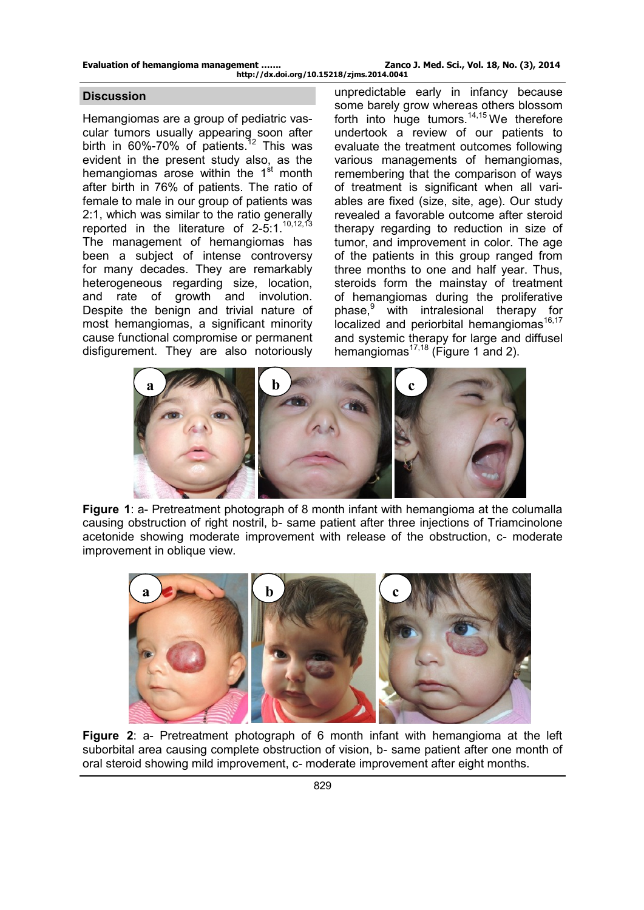## Discussion

Hemangiomas are a group of pediatric vascular tumors usually appearing soon after birth in 60%-70% of patients.[12] This was evident in the present study also, as the hemangiomas arose within the 1st month after birth in 76% of patients. The ratio of female to male in our group of patients was 2:1, which was similar to the ratio generally reported in the literature of 2-5:1.[10,12,13] The management of hemangiomas has been a subject of intense controversy for many decades. They are remarkably heterogeneous regarding size, location, and rate of growth and involution. Despite the benign and trivial nature of most hemangiomas, a significant minority cause functional compromise or permanent disfigurement. They are also notoriously unpredictable early in infancy because some barely grow whereas others blossom forth into huge tumors.[14,15] We therefore undertook a review of our patients to evaluate the treatment outcomes following various managements of hemangiomas, remembering that the comparison of ways of treatment is significant when all variables are fixed (size, site, age). Our study revealed a favorable outcome after steroid therapy regarding to reduction in size of tumor, and improvement in color. The age of the patients in this group ranged from three months to one and half year. Thus, steroids form the mainstay of treatment of hemangiomas during the proliferative phase,[9] with intralesional therapy for localized and periorbital hemangiomas[16,17] and systemic therapy for large and diffusel hemangiomas[17,18] (Figure 1 and 2).

**Figure 1**: a- Pretreatment photograph of 8 month infant with hemangioma at the columalla causing obstruction of right nostril, b- same patient after three injections of Triamcinolone acetonide showing moderate improvement with release of the obstruction, c- moderate improvement in oblique view.

**Figure 2**: a- Pretreatment photograph of 6 month infant with hemangioma at the left suborbital area causing complete obstruction of vision, b- same patient after one month of oral steroid showing mild improvement, c- moderate improvement after eight months.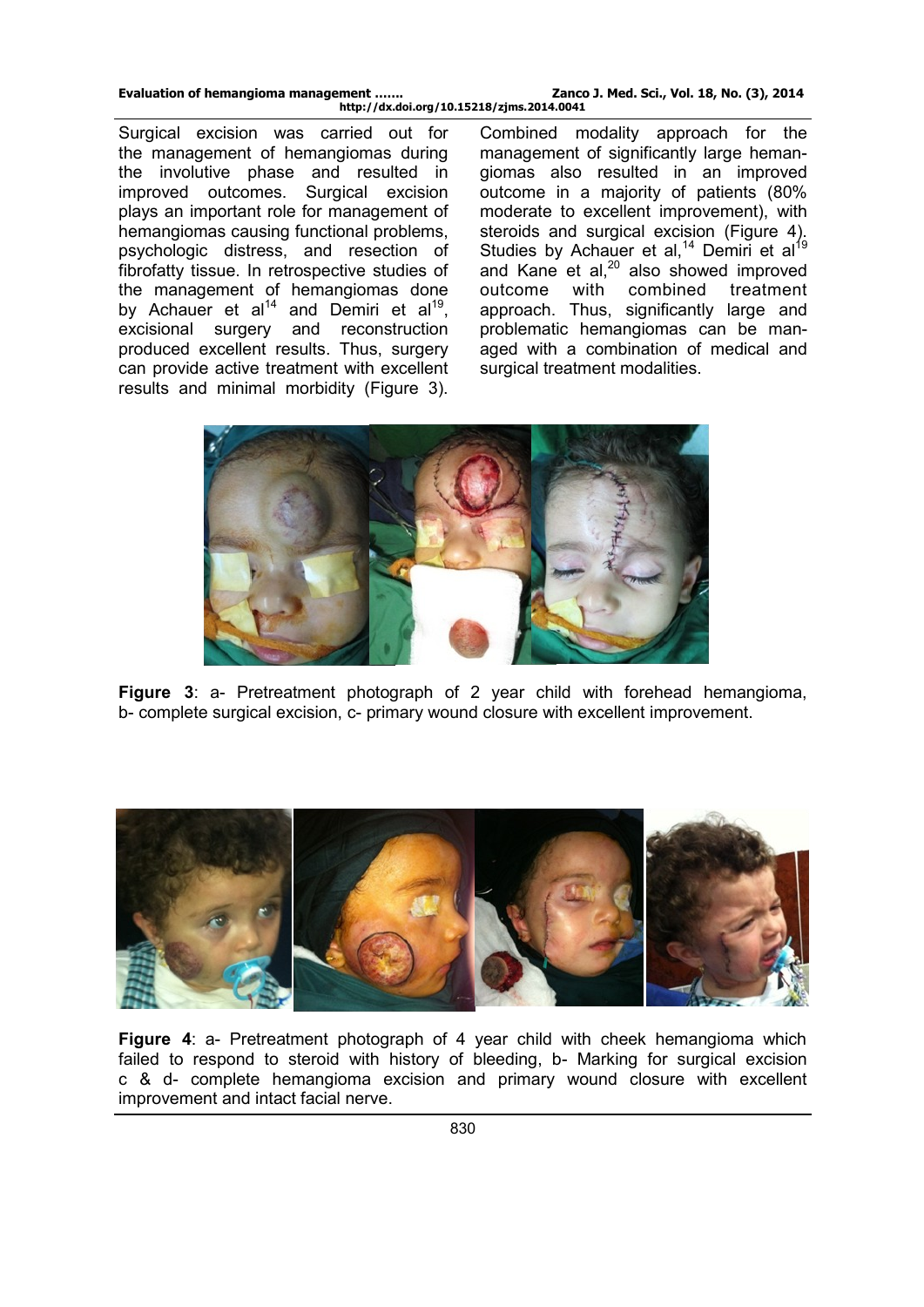Surgical excision was carried out for the management of hemangiomas during the involutive phase and resulted in improved outcomes. Surgical excision plays an important role for management of hemangiomas causing functional problems, psychologic distress, and resection of fibrofatty tissue. In retrospective studies of the management of hemangiomas done by Achauer et al[14] and Demiri et al[19], excisional surgery and reconstruction produced excellent results. Thus, surgery can provide active treatment with excellent results and minimal morbidity (Figure 3).

Combined modality approach for the management of significantly large hemangiomas also resulted in an improved outcome in a majority of patients (80% moderate to excellent improvement), with steroids and surgical excision (Figure 4). Studies by Achauer et al,[14] Demiri et al[19] and Kane et al,[20] also showed improved outcome with combined treatment approach. Thus, significantly large and problematic hemangiomas can be managed with a combination of medical and surgical treatment modalities.

**Figure 3**: a- Pretreatment photograph of 2 year child with forehead hemangioma, b- complete surgical excision, c- primary wound closure with excellent improvement.

**Figure 4**: a- Pretreatment photograph of 4 year child with cheek hemangioma which failed to respond to steroid with history of bleeding, b- Marking for surgical excision c & d- complete hemangioma excision and primary wound closure with excellent improvement and intact facial nerve.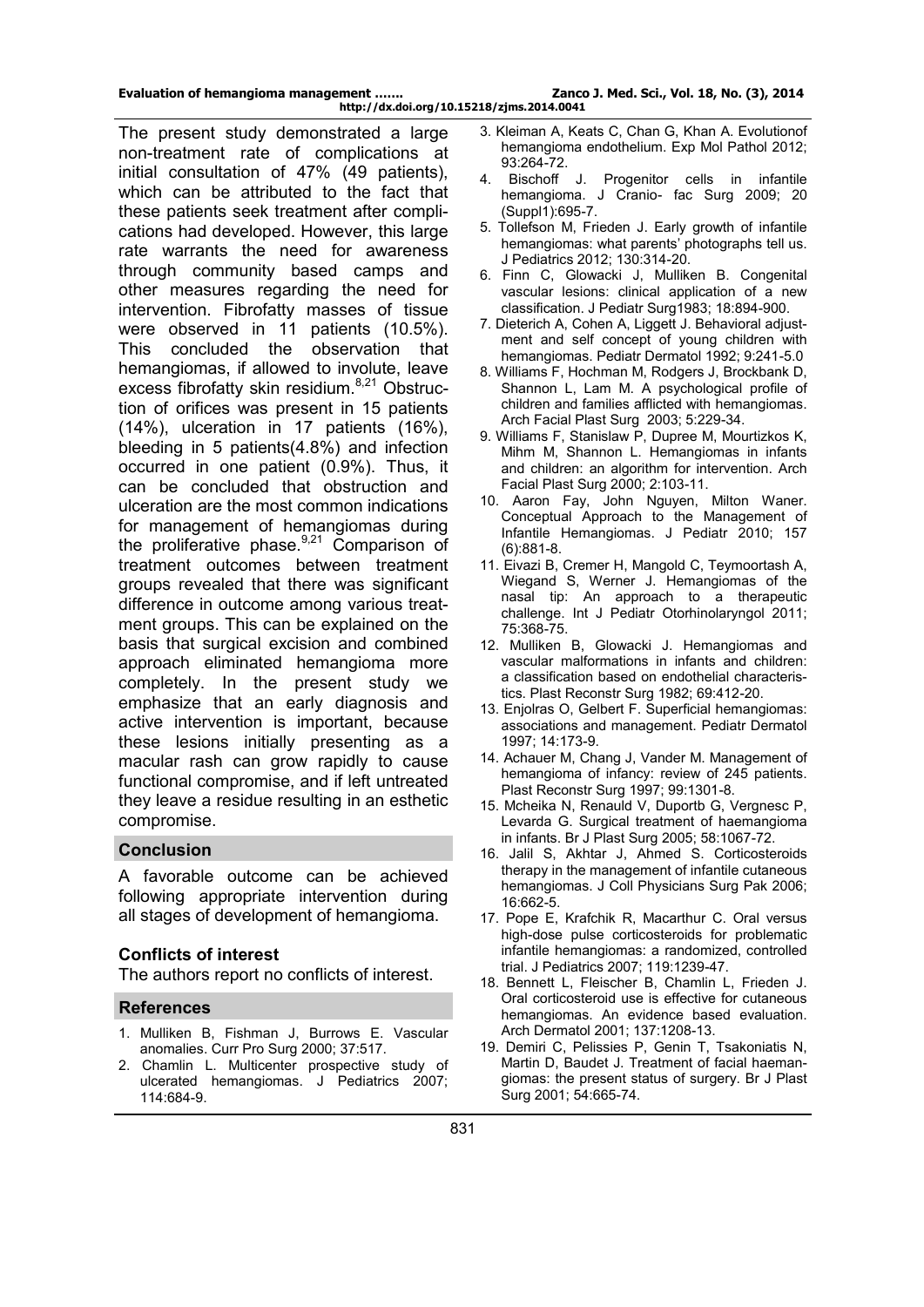The present study demonstrated a large non-treatment rate of complications at initial consultation of 47% (49 patients), which can be attributed to the fact that these patients seek treatment after complications had developed. However, this large rate warrants the need for awareness through community based camps and other measures regarding the need for intervention. Fibrofatty masses of tissue were observed in 11 patients (10.5%). This concluded the observation that hemangiomas, if allowed to involute, leave excess fibrofatty skin residium.[8,21] Obstruction of orifices was present in 15 patients (14%), ulceration in 17 patients (16%), bleeding in 5 patients(4.8%) and infection occurred in one patient (0.9%). Thus, it can be concluded that obstruction and ulceration are the most common indications for management of hemangiomas during the proliferative phase.[9,21] Comparison of treatment outcomes between treatment groups revealed that there was significant difference in outcome among various treatment groups. This can be explained on the basis that surgical excision and combined approach eliminated hemangioma more completely. In the present study we emphasize that an early diagnosis and active intervention is important, because these lesions initially presenting as a macular rash can grow rapidly to cause functional compromise, and if left untreated they leave a residue resulting in an esthetic compromise.

## Conclusion

A favorable outcome can be achieved following appropriate intervention during all stages of development of hemangioma.

### Conflicts of interest

The authors report no conflicts of interest.

## References

1. Mulliken B, Fishman J, Burrows E. Vascular anomalies. Curr Pro Surg 2000; 37:517.
2. Chamlin L. Multicenter prospective study of ulcerated hemangiomas. J Pediatrics 2007; 114:684-9.
3. Kleiman A, Keats C, Chan G, Khan A. Evolutionof hemangioma endothelium. Exp Mol Pathol 2012; 93:264-72.
4. Bischoff J. Progenitor cells in infantile hemangioma. J Cranio- fac Surg 2009; 20 (Suppl1):695-7.
5. Tollefson M, Frieden J. Early growth of infantile hemangiomas: what parents' photographs tell us. J Pediatrics 2012; 130:314-20.
6. Finn C, Glowacki J, Mulliken B. Congenital vascular lesions: clinical application of a new classification. J Pediatr Surg1983; 18:894-900.
7. Dieterich A, Cohen A, Liggett J. Behavioral adjustment and self concept of young children with hemangiomas. Pediatr Dermatol 1992; 9:241-5.0
8. Williams F, Hochman M, Rodgers J, Brockbank D, Shannon L, Lam M. A psychological profile of children and families afflicted with hemangiomas. Arch Facial Plast Surg 2003; 5:229-34.
9. Williams F, Stanislaw P, Dupree M, Mourtizkos K, Mihm M, Shannon L. Hemangiomas in infants and children: an algorithm for intervention. Arch Facial Plast Surg 2000; 2:103-11.
10. Aaron Fay, John Nguyen, Milton Waner. Conceptual Approach to the Management of Infantile Hemangiomas. J Pediatr 2010; 157 (6):881-8.
11. Eivazi B, Cremer H, Mangold C, Teymoortash A, Wiegand S, Werner J. Hemangiomas of the nasal tip: An approach to a therapeutic challenge. Int J Pediatr Otorhinolaryngol 2011; 75:368-75.
12. Mulliken B, Glowacki J. Hemangiomas and vascular malformations in infants and children: a classification based on endothelial characteristics. Plast Reconstr Surg 1982; 69:412-20.
13. Enjolras O, Gelbert F. Superficial hemangiomas: associations and management. Pediatr Dermatol 1997; 14:173-9.
14. Achauer M, Chang J, Vander M. Management of hemangioma of infancy: review of 245 patients. Plast Reconstr Surg 1997; 99:1301-8.
15. Mcheika N, Renauld V, Duportb G, Vergnesc P, Levarda G. Surgical treatment of haemangioma in infants. Br J Plast Surg 2005; 58:1067-72.
16. Jalil S, Akhtar J, Ahmed S. Corticosteroids therapy in the management of infantile cutaneous hemangiomas. J Coll Physicians Surg Pak 2006; 16:662-5.
17. Pope E, Krafchik R, Macarthur C. Oral versus high-dose pulse corticosteroids for problematic infantile hemangiomas: a randomized, controlled trial. J Pediatrics 2007; 119:1239-47.
18. Bennett L, Fleischer B, Chamlin L, Frieden J. Oral corticosteroid use is effective for cutaneous hemangiomas. An evidence based evaluation. Arch Dermatol 2001; 137:1208-13.
19. Demiri C, Pelissies P, Genin T, Tsakoniatis N, Martin D, Baudet J. Treatment of facial haemangiomas: the present status of surgery. Br J Plast Surg 2001; 54:665-74.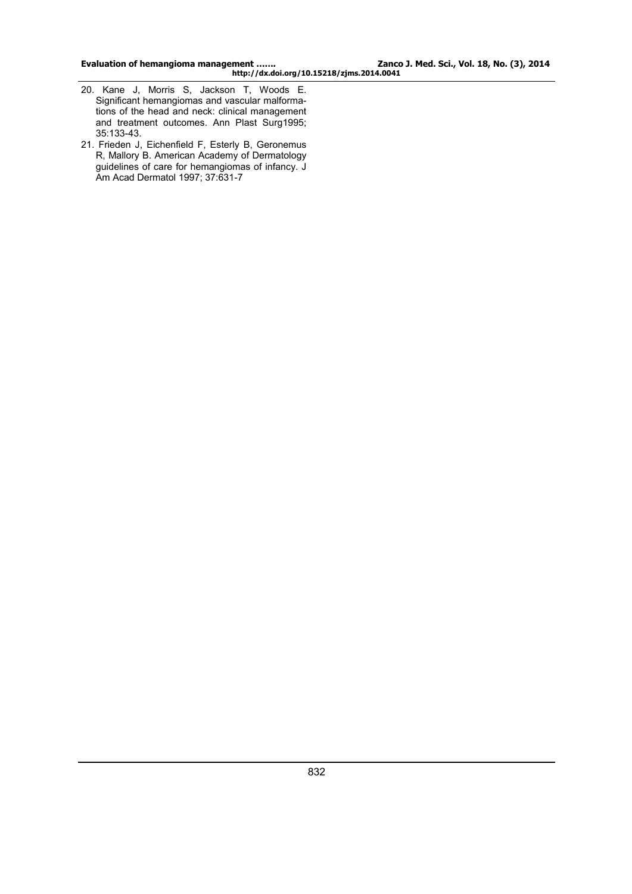20. Kane J, Morris S, Jackson T, Woods E. Significant hemangiomas and vascular malformations of the head and neck: clinical management and treatment outcomes. Ann Plast Surg1995; 35:133-43.
21. Frieden J, Eichenfield F, Esterly B, Geronemus R, Mallory B. American Academy of Dermatology guidelines of care for hemangiomas of infancy. J Am Acad Dermatol 1997; 37:631-7